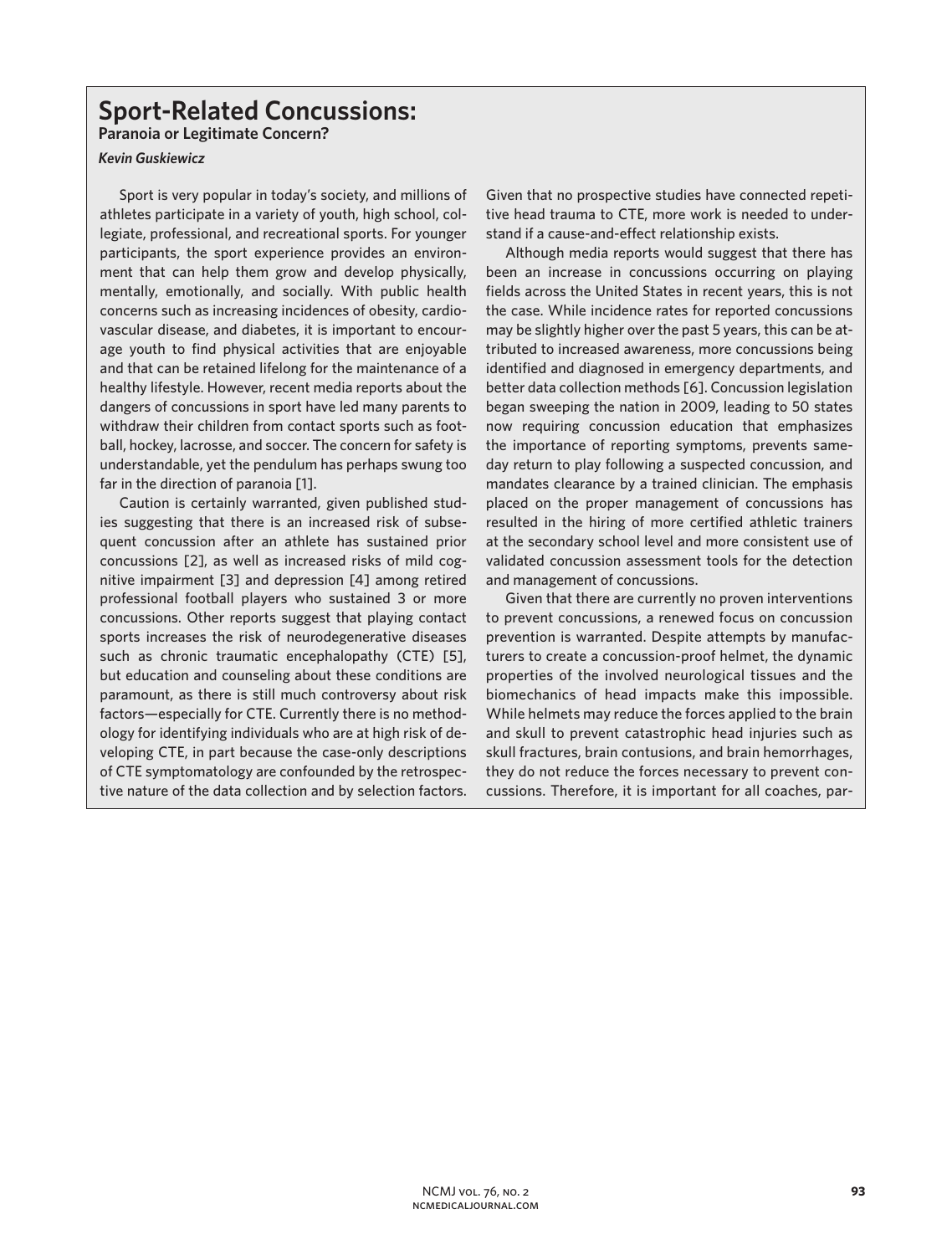# Sport-Related Concussions:

## Paranoia or Legitimate Concern?

*Kevin Guskiewicz*

Sport is very popular in today's society, and millions of athletes participate in a variety of youth, high school, collegiate, professional, and recreational sports. For younger participants, the sport experience provides an environment that can help them grow and develop physically, mentally, emotionally, and socially. With public health concerns such as increasing incidences of obesity, cardiovascular disease, and diabetes, it is important to encourage youth to find physical activities that are enjoyable and that can be retained lifelong for the maintenance of a healthy lifestyle. However, recent media reports about the dangers of concussions in sport have led many parents to withdraw their children from contact sports such as football, hockey, lacrosse, and soccer. The concern for safety is understandable, yet the pendulum has perhaps swung too far in the direction of paranoia [1].

Caution is certainly warranted, given published studies suggesting that there is an increased risk of subsequent concussion after an athlete has sustained prior concussions [2], as well as increased risks of mild cognitive impairment [3] and depression [4] among retired professional football players who sustained 3 or more concussions. Other reports suggest that playing contact sports increases the risk of neurodegenerative diseases such as chronic traumatic encephalopathy (CTE) [5], but education and counseling about these conditions are paramount, as there is still much controversy about risk factors—especially for CTE. Currently there is no methodology for identifying individuals who are at high risk of developing CTE, in part because the case-only descriptions of CTE symptomatology are confounded by the retrospective nature of the data collection and by selection factors. Given that no prospective studies have connected repetitive head trauma to CTE, more work is needed to understand if a cause-and-effect relationship exists.

Although media reports would suggest that there has been an increase in concussions occurring on playing fields across the United States in recent years, this is not the case. While incidence rates for reported concussions may be slightly higher over the past 5 years, this can be attributed to increased awareness, more concussions being identified and diagnosed in emergency departments, and better data collection methods [6]. Concussion legislation began sweeping the nation in 2009, leading to 50 states now requiring concussion education that emphasizes the importance of reporting symptoms, prevents same-day return to play following a suspected concussion, and mandates clearance by a trained clinician. The emphasis placed on the proper management of concussions has resulted in the hiring of more certified athletic trainers at the secondary school level and more consistent use of validated concussion assessment tools for the detection and management of concussions.

Given that there are currently no proven interventions to prevent concussions, a renewed focus on concussion prevention is warranted. Despite attempts by manufacturers to create a concussion-proof helmet, the dynamic properties of the involved neurological tissues and the biomechanics of head impacts make this impossible. While helmets may reduce the forces applied to the brain and skull to prevent catastrophic head injuries such as skull fractures, brain contusions, and brain hemorrhages, they do not reduce the forces necessary to prevent concussions. Therefore, it is important for all coaches, par-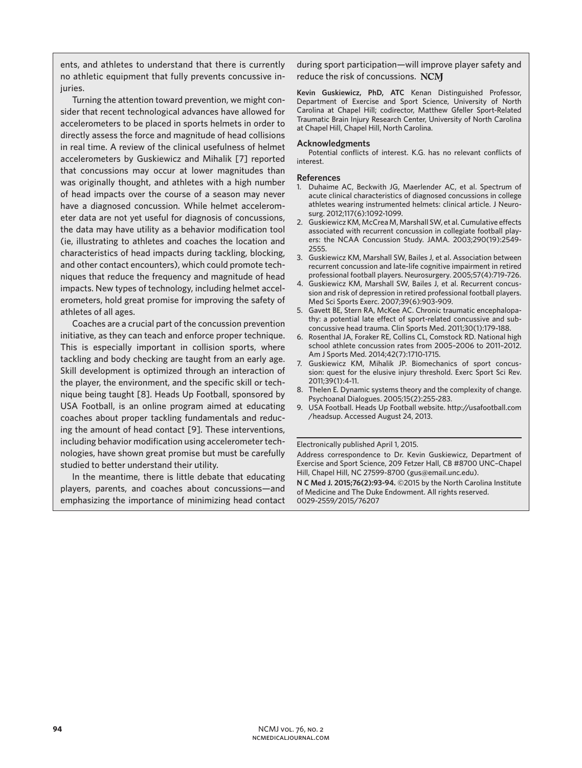ents, and athletes to understand that there is currently no athletic equipment that fully prevents concussive injuries.

Turning the attention toward prevention, we might consider that recent technological advances have allowed for accelerometers to be placed in sports helmets in order to directly assess the force and magnitude of head collisions in real time. A review of the clinical usefulness of helmet accelerometers by Guskiewicz and Mihalik [7] reported that concussions may occur at lower magnitudes than was originally thought, and athletes with a high number of head impacts over the course of a season may never have a diagnosed concussion. While helmet accelerometer data are not yet useful for diagnosis of concussions, the data may have utility as a behavior modification tool (ie, illustrating to athletes and coaches the location and characteristics of head impacts during tackling, blocking, and other contact encounters), which could promote techniques that reduce the frequency and magnitude of head impacts. New types of technology, including helmet accelerometers, hold great promise for improving the safety of athletes of all ages.

Coaches are a crucial part of the concussion prevention initiative, as they can teach and enforce proper technique. This is especially important in collision sports, where tackling and body checking are taught from an early age. Skill development is optimized through an interaction of the player, the environment, and the specific skill or technique being taught [8]. Heads Up Football, sponsored by USA Football, is an online program aimed at educating coaches about proper tackling fundamentals and reducing the amount of head contact [9]. These interventions, including behavior modification using accelerometer technologies, have shown great promise but must be carefully studied to better understand their utility.

In the meantime, there is little debate that educating players, parents, and coaches about concussions—and emphasizing the importance of minimizing head contact during sport participation—will improve player safety and reduce the risk of concussions. NCMJ

**Kevin Guskiewicz, PhD, ATC** Kenan Distinguished Professor, Department of Exercise and Sport Science, University of North Carolina at Chapel Hill; codirector, Matthew Gfeller Sport-Related Traumatic Brain Injury Research Center, University of North Carolina at Chapel Hill, Chapel Hill, North Carolina.

## Acknowledgments

Potential conflicts of interest. K.G. has no relevant conflicts of interest.

## References

1. Duhaime AC, Beckwith JG, Maerlender AC, et al. Spectrum of acute clinical characteristics of diagnosed concussions in college athletes wearing instrumented helmets: clinical article. J Neurosurg. 2012;117(6):1092-1099.
2. Guskiewicz KM, McCrea M, Marshall SW, et al. Cumulative effects associated with recurrent concussion in collegiate football players: the NCAA Concussion Study. JAMA. 2003;290(19):2549-2555.
3. Guskiewicz KM, Marshall SW, Bailes J, et al. Association between recurrent concussion and late-life cognitive impairment in retired professional football players. Neurosurgery. 2005;57(4):719-726.
4. Guskiewicz KM, Marshall SW, Bailes J, et al. Recurrent concussion and risk of depression in retired professional football players. Med Sci Sports Exerc. 2007;39(6):903-909.
5. Gavett BE, Stern RA, McKee AC. Chronic traumatic encephalopathy: a potential late effect of sport-related concussive and subconcussive head trauma. Clin Sports Med. 2011;30(1):179-188.
6. Rosenthal JA, Foraker RE, Collins CL, Comstock RD. National high school athlete concussion rates from 2005–2006 to 2011–2012. Am J Sports Med. 2014;42(7):1710-1715.
7. Guskiewicz KM, Mihalik JP. Biomechanics of sport concussion: quest for the elusive injury threshold. Exerc Sport Sci Rev. 2011;39(1):4-11.
8. Thelen E. Dynamic systems theory and the complexity of change. Psychoanal Dialogues. 2005;15(2):255-283.
9. USA Football. Heads Up Football website. http://usafootball.com/headsup. Accessed August 24, 2013.

Electronically published April 1, 2015.

Address correspondence to Dr. Kevin Guskiewicz, Department of Exercise and Sport Science, 209 Fetzer Hall, CB #8700 UNC–Chapel Hill, Chapel Hill, NC 27599-8700 (gus@email.unc.edu).

**N C Med J. 2015;76(2):93-94.** ©2015 by the North Carolina Institute of Medicine and The Duke Endowment. All rights reserved.
0029-2559/2015/76207